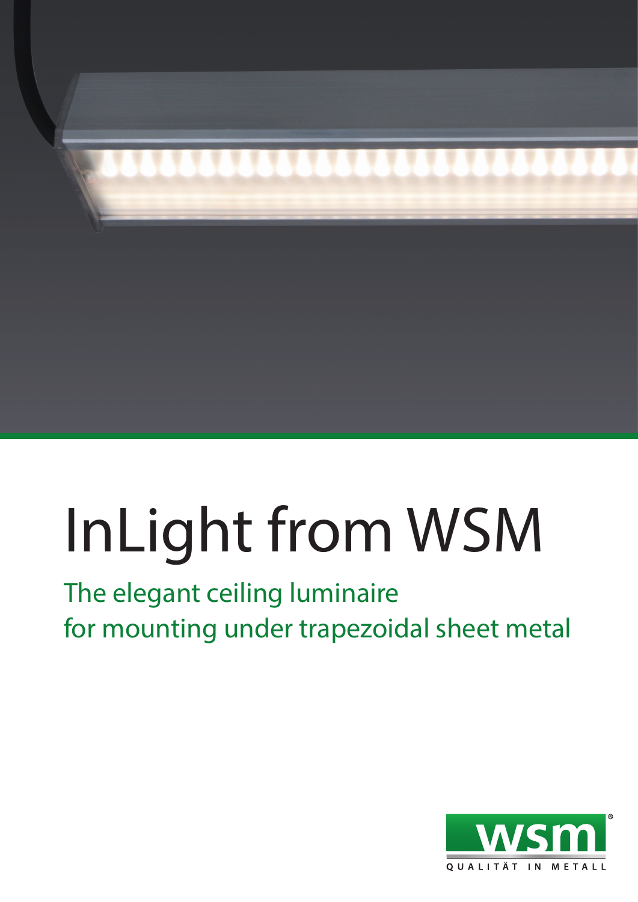# InLight from WSM

## The elegant ceiling luminaire for mounting under trapezoidal sheet metal

wsm®

QUALITÄT IN METALL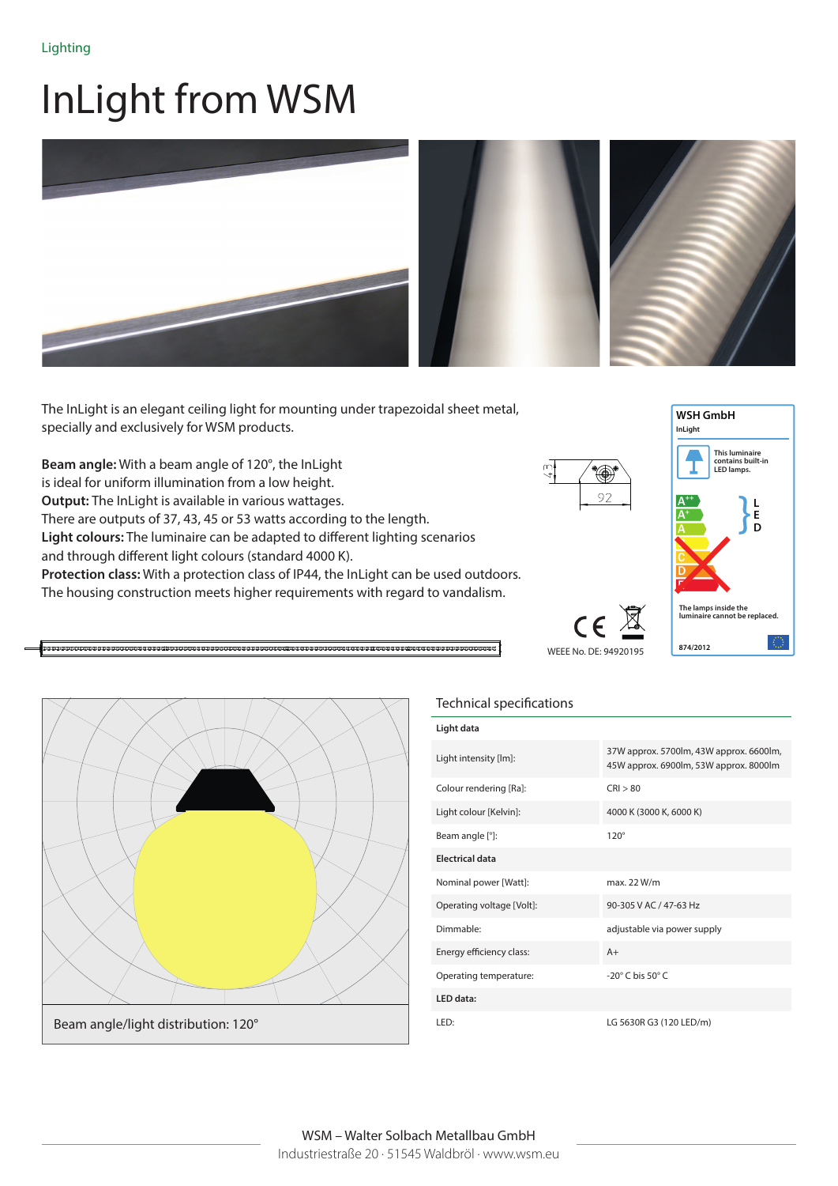Lighting

# InLight from WSM

The InLight is an elegant ceiling light for mounting under trapezoidal sheet metal, specially and exclusively for WSM products.

**Beam angle:** With a beam angle of 120°, the InLight is ideal for uniform illumination from a low height.
**Output:** The InLight is available in various wattages. There are outputs of 37, 43, 45 or 53 watts according to the length.
**Light colours:** The luminaire can be adapted to different lighting scenarios and through different light colours (standard 4000 K).
**Protection class:** With a protection class of IP44, the InLight can be used outdoors. The housing construction meets higher requirements with regard to vandalism.

43
92

WSH GmbH
InLight
This luminaire contains built-in LED lamps.
A++
A+
A
B
C
D
E
LED
The lamps inside the luminaire cannot be replaced.
874/2012

CE
WEEE No. DE: 94920195

Beam angle/light distribution: 120°

## Technical specifications

| | |
|---|---|
| **Light data** | |
| Light intensity [lm]: | 37W approx. 5700lm, 43W approx. 6600lm, 45W approx. 6900lm, 53W approx. 8000lm |
| Colour rendering [Ra]: | CRI > 80 |
| Light colour [Kelvin]: | 4000 K (3000 K, 6000 K) |
| Beam angle [°]: | 120° |
| **Electrical data** | |
| Nominal power [Watt]: | max. 22 W/m |
| Operating voltage [Volt]: | 90-305 V AC / 47-63 Hz |
| Dimmable: | adjustable via power supply |
| Energy efficiency class: | A+ |
| Operating temperature: | -20° C bis 50° C |
| **LED data:** | |
| LED: | LG 5630R G3 (120 LED/m) |

WSM – Walter Solbach Metallbau GmbH
Industriestraße 20 · 51545 Waldbröl · www.wsm.eu